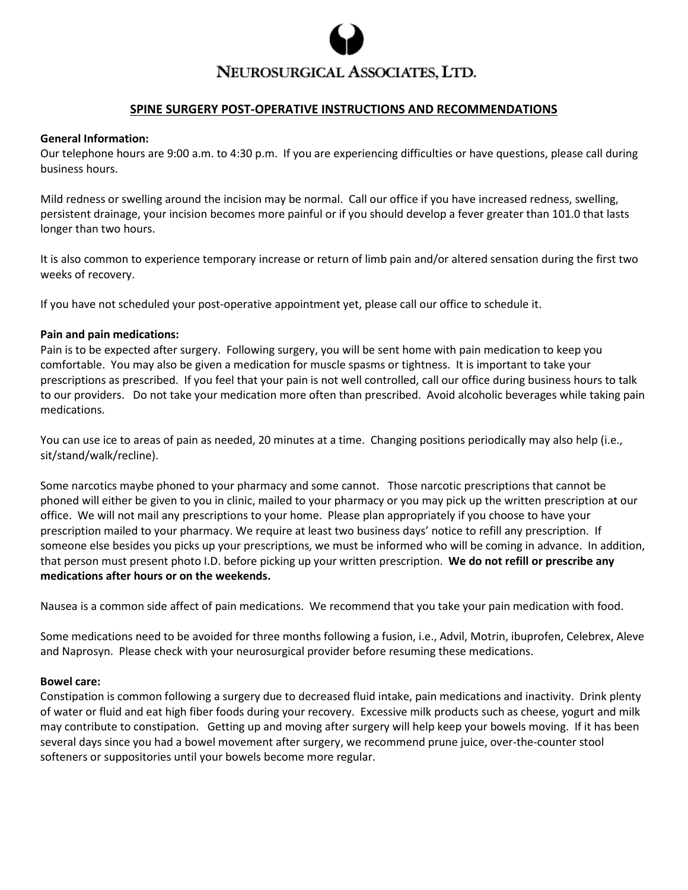# NEUROSURGICAL ASSOCIATES, LTD.

## SPINE SURGERY POST-OPERATIVE INSTRUCTIONS AND RECOMMENDATIONS

**General Information:**
Our telephone hours are 9:00 a.m. to 4:30 p.m. If you are experiencing difficulties or have questions, please call during business hours.

Mild redness or swelling around the incision may be normal. Call our office if you have increased redness, swelling, persistent drainage, your incision becomes more painful or if you should develop a fever greater than 101.0 that lasts longer than two hours.

It is also common to experience temporary increase or return of limb pain and/or altered sensation during the first two weeks of recovery.

If you have not scheduled your post-operative appointment yet, please call our office to schedule it.

**Pain and pain medications:**
Pain is to be expected after surgery. Following surgery, you will be sent home with pain medication to keep you comfortable. You may also be given a medication for muscle spasms or tightness. It is important to take your prescriptions as prescribed. If you feel that your pain is not well controlled, call our office during business hours to talk to our providers. Do not take your medication more often than prescribed. Avoid alcoholic beverages while taking pain medications.

You can use ice to areas of pain as needed, 20 minutes at a time. Changing positions periodically may also help (i.e., sit/stand/walk/recline).

Some narcotics maybe phoned to your pharmacy and some cannot. Those narcotic prescriptions that cannot be phoned will either be given to you in clinic, mailed to your pharmacy or you may pick up the written prescription at our office. We will not mail any prescriptions to your home. Please plan appropriately if you choose to have your prescription mailed to your pharmacy. We require at least two business days' notice to refill any prescription. If someone else besides you picks up your prescriptions, we must be informed who will be coming in advance. In addition, that person must present photo I.D. before picking up your written prescription. **We do not refill or prescribe any medications after hours or on the weekends.**

Nausea is a common side affect of pain medications. We recommend that you take your pain medication with food.

Some medications need to be avoided for three months following a fusion, i.e., Advil, Motrin, ibuprofen, Celebrex, Aleve and Naprosyn. Please check with your neurosurgical provider before resuming these medications.

**Bowel care:**
Constipation is common following a surgery due to decreased fluid intake, pain medications and inactivity. Drink plenty of water or fluid and eat high fiber foods during your recovery. Excessive milk products such as cheese, yogurt and milk may contribute to constipation. Getting up and moving after surgery will help keep your bowels moving. If it has been several days since you had a bowel movement after surgery, we recommend prune juice, over-the-counter stool softeners or suppositories until your bowels become more regular.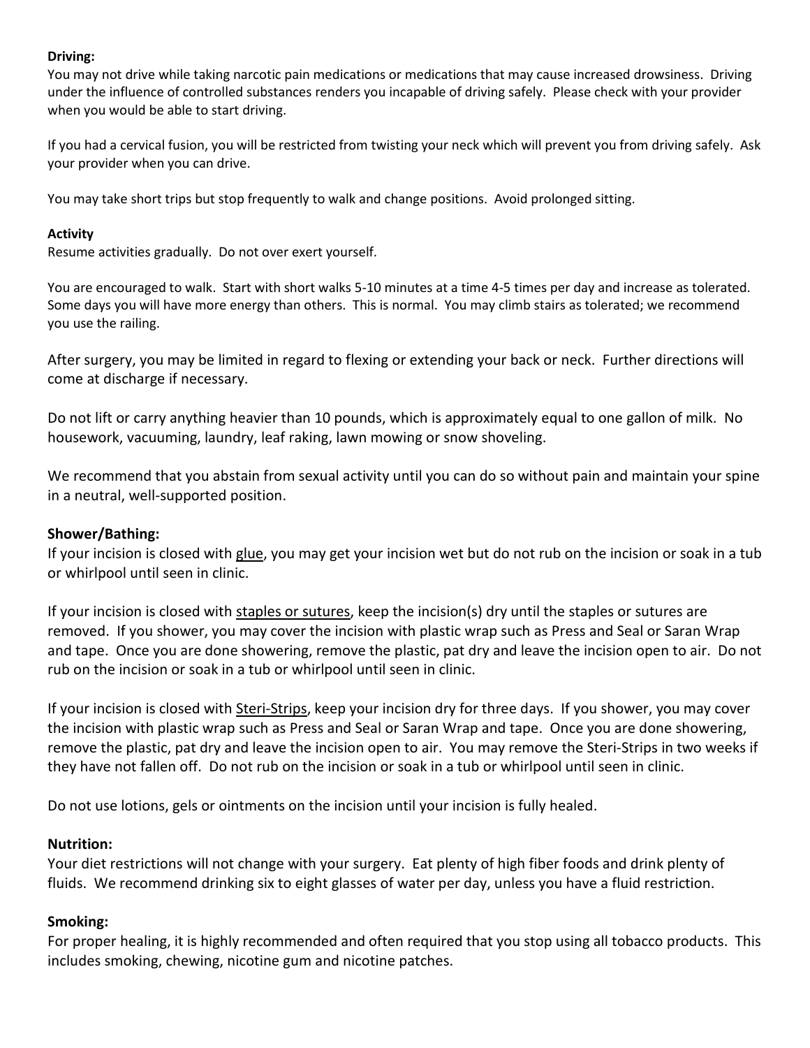**Driving:**

You may not drive while taking narcotic pain medications or medications that may cause increased drowsiness. Driving under the influence of controlled substances renders you incapable of driving safely. Please check with your provider when you would be able to start driving.

If you had a cervical fusion, you will be restricted from twisting your neck which will prevent you from driving safely. Ask your provider when you can drive.

You may take short trips but stop frequently to walk and change positions. Avoid prolonged sitting.

**Activity**

Resume activities gradually. Do not over exert yourself.

You are encouraged to walk. Start with short walks 5-10 minutes at a time 4-5 times per day and increase as tolerated. Some days you will have more energy than others. This is normal. You may climb stairs as tolerated; we recommend you use the railing.

After surgery, you may be limited in regard to flexing or extending your back or neck. Further directions will come at discharge if necessary.

Do not lift or carry anything heavier than 10 pounds, which is approximately equal to one gallon of milk. No housework, vacuuming, laundry, leaf raking, lawn mowing or snow shoveling.

We recommend that you abstain from sexual activity until you can do so without pain and maintain your spine in a neutral, well-supported position.

**Shower/Bathing:**

If your incision is closed with <u>glue</u>, you may get your incision wet but do not rub on the incision or soak in a tub or whirlpool until seen in clinic.

If your incision is closed with <u>staples or sutures</u>, keep the incision(s) dry until the staples or sutures are removed. If you shower, you may cover the incision with plastic wrap such as Press and Seal or Saran Wrap and tape. Once you are done showering, remove the plastic, pat dry and leave the incision open to air. Do not rub on the incision or soak in a tub or whirlpool until seen in clinic.

If your incision is closed with <u>Steri-Strips</u>, keep your incision dry for three days. If you shower, you may cover the incision with plastic wrap such as Press and Seal or Saran Wrap and tape. Once you are done showering, remove the plastic, pat dry and leave the incision open to air. You may remove the Steri-Strips in two weeks if they have not fallen off. Do not rub on the incision or soak in a tub or whirlpool until seen in clinic.

Do not use lotions, gels or ointments on the incision until your incision is fully healed.

**Nutrition:**

Your diet restrictions will not change with your surgery. Eat plenty of high fiber foods and drink plenty of fluids. We recommend drinking six to eight glasses of water per day, unless you have a fluid restriction.

**Smoking:**

For proper healing, it is highly recommended and often required that you stop using all tobacco products. This includes smoking, chewing, nicotine gum and nicotine patches.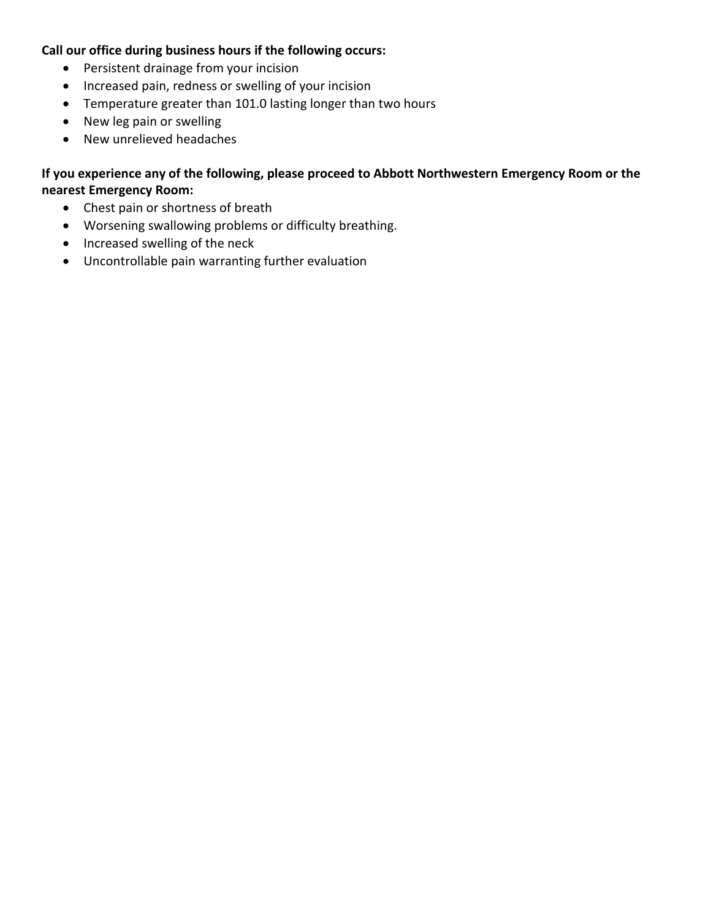**Call our office during business hours if the following occurs:**

- Persistent drainage from your incision
- Increased pain, redness or swelling of your incision
- Temperature greater than 101.0 lasting longer than two hours
- New leg pain or swelling
- New unrelieved headaches

**If you experience any of the following, please proceed to Abbott Northwestern Emergency Room or the nearest Emergency Room:**

- Chest pain or shortness of breath
- Worsening swallowing problems or difficulty breathing.
- Increased swelling of the neck
- Uncontrollable pain warranting further evaluation